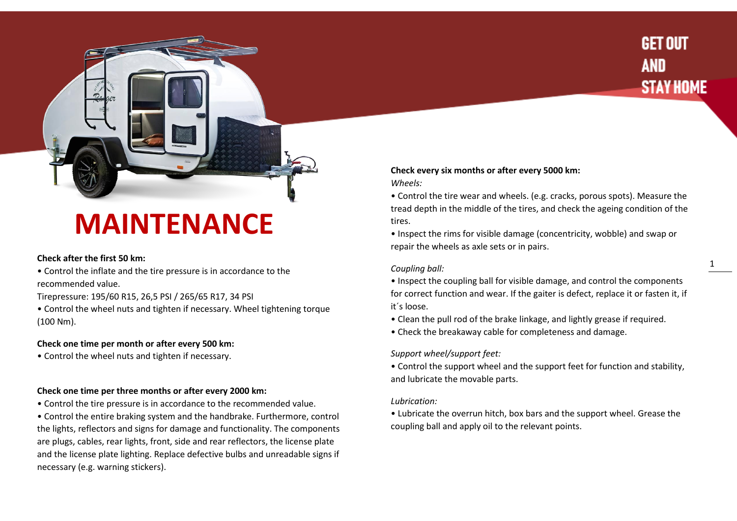GET OUT
AND
STAY HOME

# MAINTENANCE

**Check after the first 50 km:**

• Control the inflate and the tire pressure is in accordance to the recommended value.

Tirepressure: 195/60 R15, 26,5 PSI / 265/65 R17, 34 PSI

• Control the wheel nuts and tighten if necessary. Wheel tightening torque (100 Nm).

**Check one time per month or after every 500 km:**

• Control the wheel nuts and tighten if necessary.

**Check one time per three months or after every 2000 km:**

• Control the tire pressure is in accordance to the recommended value.

• Control the entire braking system and the handbrake. Furthermore, control the lights, reflectors and signs for damage and functionality. The components are plugs, cables, rear lights, front, side and rear reflectors, the license plate and the license plate lighting. Replace defective bulbs and unreadable signs if necessary (e.g. warning stickers).

**Check every six months or after every 5000 km:**

*Wheels:*

• Control the tire wear and wheels. (e.g. cracks, porous spots). Measure the tread depth in the middle of the tires, and check the ageing condition of the tires.

• Inspect the rims for visible damage (concentricity, wobble) and swap or repair the wheels as axle sets or in pairs.

*Coupling ball:*

• Inspect the coupling ball for visible damage, and control the components for correct function and wear. If the gaiter is defect, replace it or fasten it, if it´s loose.

• Clean the pull rod of the brake linkage, and lightly grease if required.

• Check the breakaway cable for completeness and damage.

*Support wheel/support feet:*

• Control the support wheel and the support feet for function and stability, and lubricate the movable parts.

*Lubrication:*

• Lubricate the overrun hitch, box bars and the support wheel. Grease the coupling ball and apply oil to the relevant points.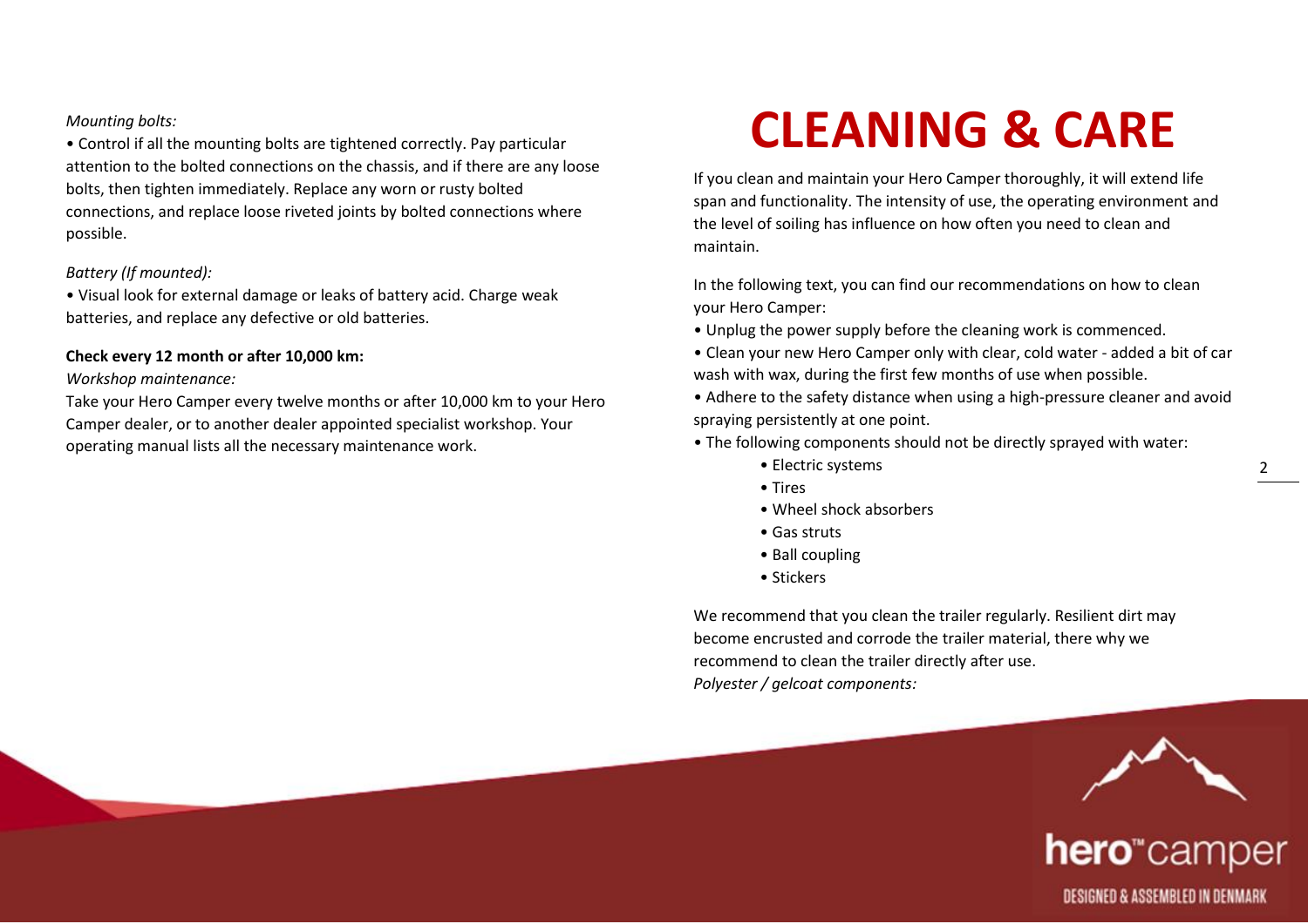*Mounting bolts:*

• Control if all the mounting bolts are tightened correctly. Pay particular attention to the bolted connections on the chassis, and if there are any loose bolts, then tighten immediately. Replace any worn or rusty bolted connections, and replace loose riveted joints by bolted connections where possible.

*Battery (If mounted):*

• Visual look for external damage or leaks of battery acid. Charge weak batteries, and replace any defective or old batteries.

**Check every 12 month or after 10,000 km:**

*Workshop maintenance:*

Take your Hero Camper every twelve months or after 10,000 km to your Hero Camper dealer, or to another dealer appointed specialist workshop. Your operating manual lists all the necessary maintenance work.

# CLEANING & CARE

If you clean and maintain your Hero Camper thoroughly, it will extend life span and functionality. The intensity of use, the operating environment and the level of soiling has influence on how often you need to clean and maintain.

In the following text, you can find our recommendations on how to clean your Hero Camper:

- Unplug the power supply before the cleaning work is commenced.
- Clean your new Hero Camper only with clear, cold water - added a bit of car wash with wax, during the first few months of use when possible.
- Adhere to the safety distance when using a high-pressure cleaner and avoid spraying persistently at one point.
- The following components should not be directly sprayed with water:
    - Electric systems
    - Tires
    - Wheel shock absorbers
    - Gas struts
    - Ball coupling
    - Stickers

We recommend that you clean the trailer regularly. Resilient dirt may become encrusted and corrode the trailer material, there why we recommend to clean the trailer directly after use.

*Polyester / gelcoat components:*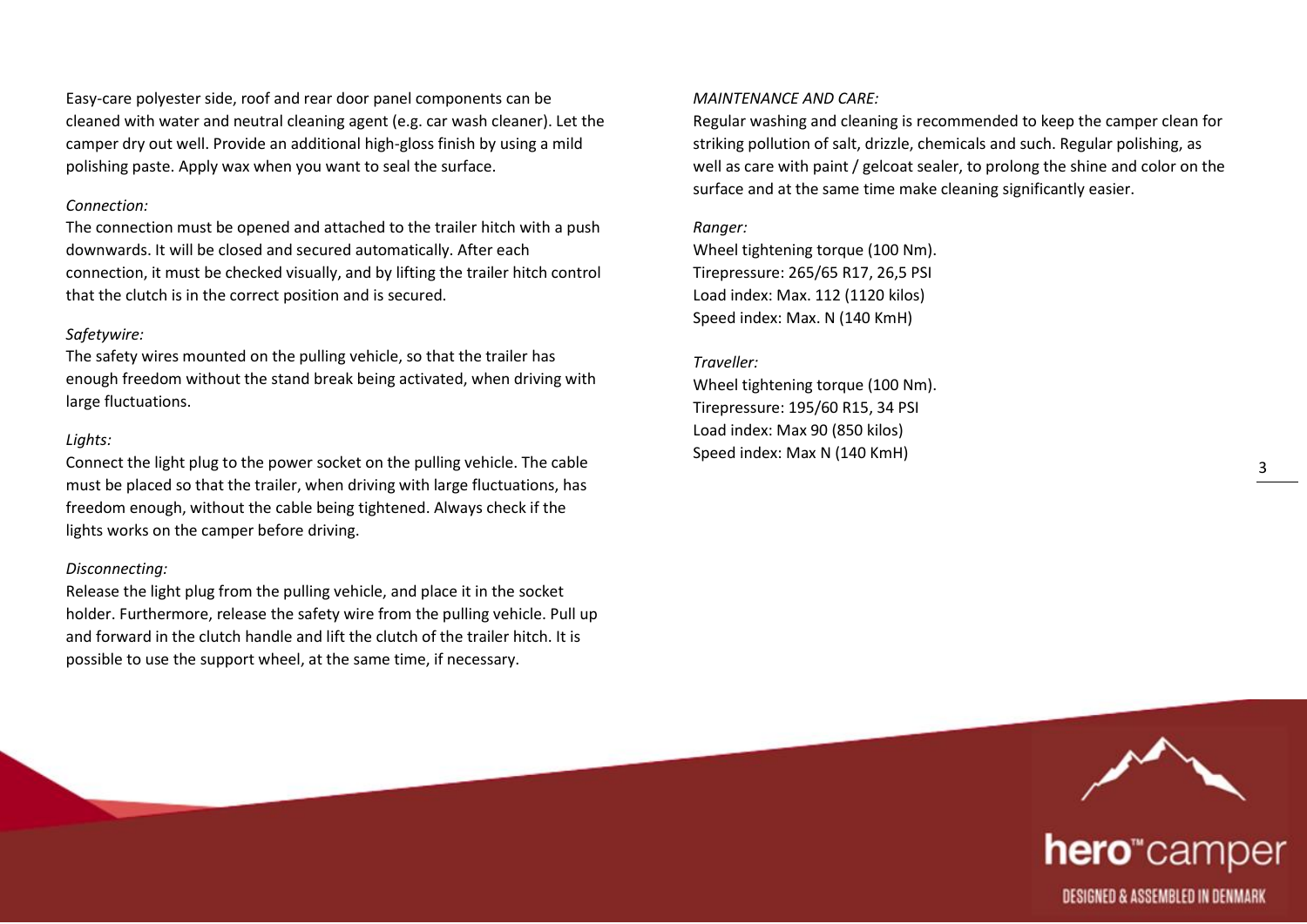Easy-care polyester side, roof and rear door panel components can be cleaned with water and neutral cleaning agent (e.g. car wash cleaner). Let the camper dry out well. Provide an additional high-gloss finish by using a mild polishing paste. Apply wax when you want to seal the surface.

*Connection:*

The connection must be opened and attached to the trailer hitch with a push downwards. It will be closed and secured automatically. After each connection, it must be checked visually, and by lifting the trailer hitch control that the clutch is in the correct position and is secured.

*Safetywire:*

The safety wires mounted on the pulling vehicle, so that the trailer has enough freedom without the stand break being activated, when driving with large fluctuations.

*Lights:*

Connect the light plug to the power socket on the pulling vehicle. The cable must be placed so that the trailer, when driving with large fluctuations, has freedom enough, without the cable being tightened. Always check if the lights works on the camper before driving.

*Disconnecting:*

Release the light plug from the pulling vehicle, and place it in the socket holder. Furthermore, release the safety wire from the pulling vehicle. Pull up and forward in the clutch handle and lift the clutch of the trailer hitch. It is possible to use the support wheel, at the same time, if necessary.

*MAINTENANCE AND CARE:*

Regular washing and cleaning is recommended to keep the camper clean for striking pollution of salt, drizzle, chemicals and such. Regular polishing, as well as care with paint / gelcoat sealer, to prolong the shine and color on the surface and at the same time make cleaning significantly easier.

*Ranger:*

Wheel tightening torque (100 Nm).
Tirepressure: 265/65 R17, 26,5 PSI
Load index: Max. 112 (1120 kilos)
Speed index: Max. N (140 KmH)

*Traveller:*

Wheel tightening torque (100 Nm).
Tirepressure: 195/60 R15, 34 PSI
Load index: Max 90 (850 kilos)
Speed index: Max N (140 KmH)

hero™camper

DESIGNED & ASSEMBLED IN DENMARK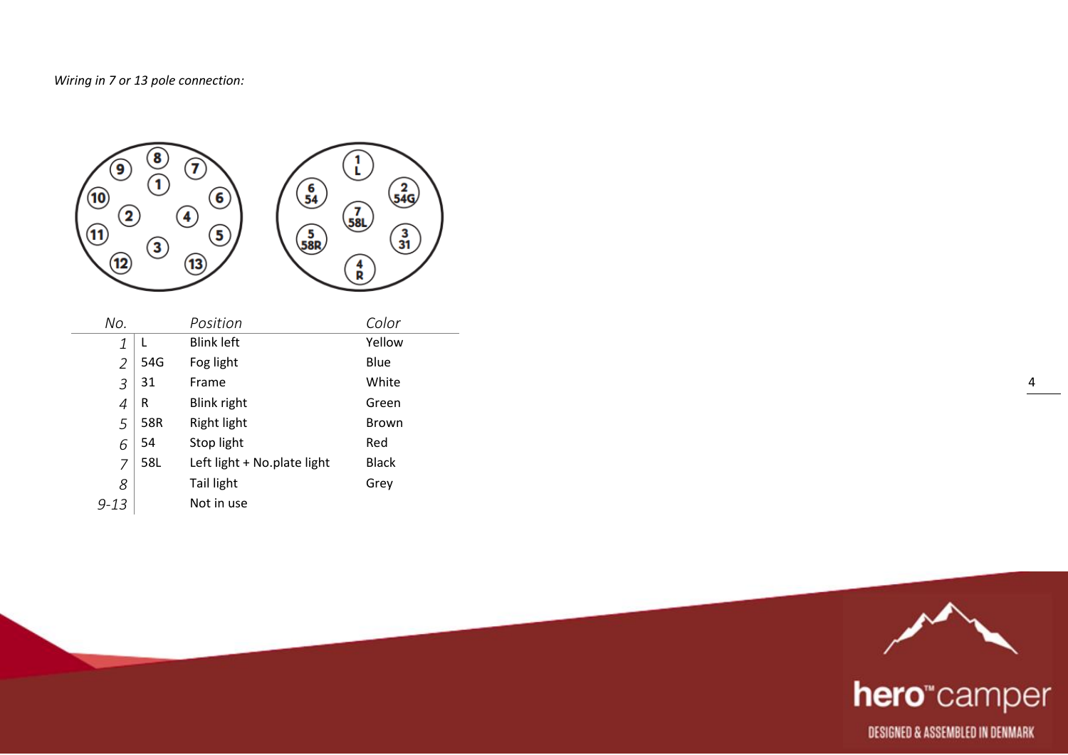*Wiring in 7 or 13 pole connection:*

| *No.* | | *Position* | *Color* |
|---|---|---|---|
| *1* | L | Blink left | Yellow |
| *2* | 54G | Fog light | Blue |
| *3* | 31 | Frame | White |
| *4* | R | Blink right | Green |
| *5* | 58R | Right light | Brown |
| *6* | 54 | Stop light | Red |
| *7* | 58L | Left light + No.plate light | Black |
| *8* | | Tail light | Grey |
| *9-13* | | Not in use | |